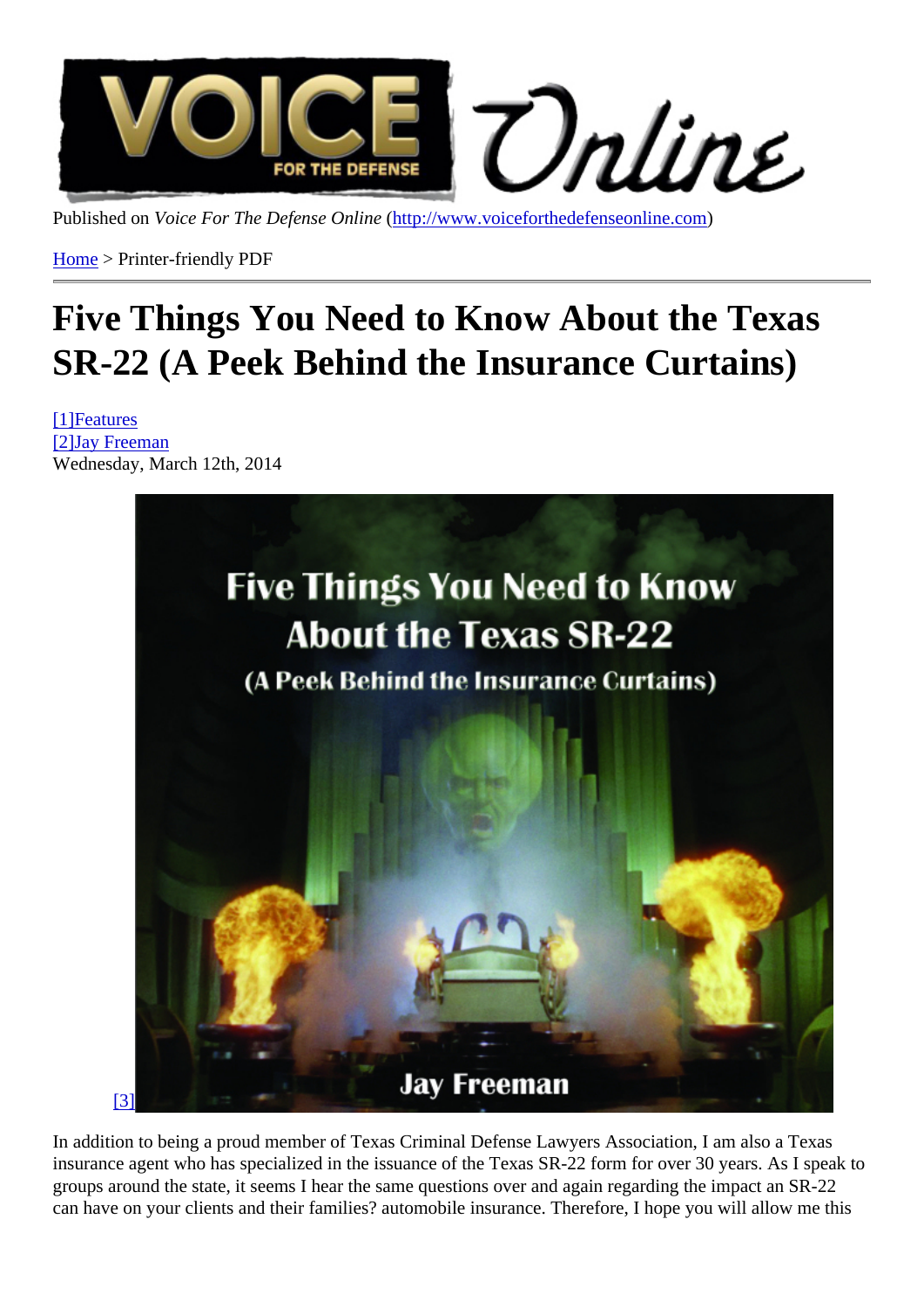Published on *Voice For The Defense Online* (http://www.voiceforthedefenseonline.com)

Home > Printer-friendly PDF

# Five Things You Need to Know About the Texas SR-22 (A Peek Behind the Insurance Curtains)

[1]Features
[2]Jay Freeman
Wednesday, March 12th, 2014

[3]

In addition to being a proud member of Texas Criminal Defense Lawyers Association, I am also a Texas insurance agent who has specialized in the issuance of the Texas SR-22 form for over 30 years. As I speak to groups around the state, it seems I hear the same questions over and again regarding the impact an SR-22 can have on your clients and their families? automobile insurance. Therefore, I hope you will allow me this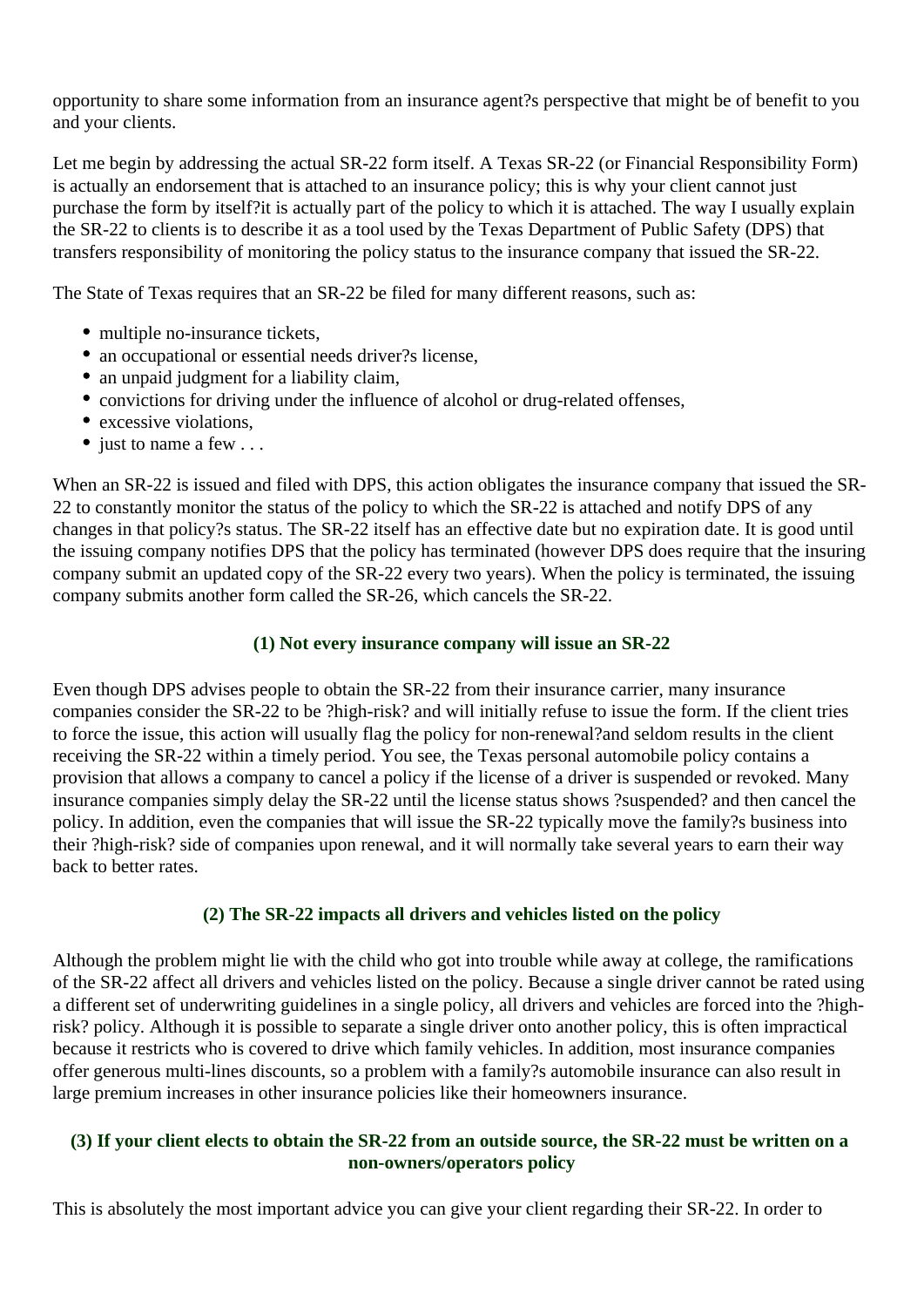opportunity to share some information from an insurance agent?s perspective that might be of benefit to you and your clients.

Let me begin by addressing the actual SR-22 form itself. A Texas SR-22 (or Financial Responsibility Form) is actually an endorsement that is attached to an insurance policy; this is why your client cannot just purchase the form by itself?it is actually part of the policy to which it is attached. The way I usually explain the SR-22 to clients is to describe it as a tool used by the Texas Department of Public Safety (DPS) that transfers responsibility of monitoring the policy status to the insurance company that issued the SR-22.

The State of Texas requires that an SR-22 be filed for many different reasons, such as:

- multiple no-insurance tickets,
- an occupational or essential needs driver?s license,
- an unpaid judgment for a liability claim,
- convictions for driving under the influence of alcohol or drug-related offenses,
- excessive violations,
- just to name a few . . .

When an SR-22 is issued and filed with DPS, this action obligates the insurance company that issued the SR-22 to constantly monitor the status of the policy to which the SR-22 is attached and notify DPS of any changes in that policy?s status. The SR-22 itself has an effective date but no expiration date. It is good until the issuing company notifies DPS that the policy has terminated (however DPS does require that the insuring company submit an updated copy of the SR-22 every two years). When the policy is terminated, the issuing company submits another form called the SR-26, which cancels the SR-22.

### (1) Not every insurance company will issue an SR-22

Even though DPS advises people to obtain the SR-22 from their insurance carrier, many insurance companies consider the SR-22 to be ?high-risk? and will initially refuse to issue the form. If the client tries to force the issue, this action will usually flag the policy for non-renewal?and seldom results in the client receiving the SR-22 within a timely period. You see, the Texas personal automobile policy contains a provision that allows a company to cancel a policy if the license of a driver is suspended or revoked. Many insurance companies simply delay the SR-22 until the license status shows ?suspended? and then cancel the policy. In addition, even the companies that will issue the SR-22 typically move the family?s business into their ?high-risk? side of companies upon renewal, and it will normally take several years to earn their way back to better rates.

### (2) The SR-22 impacts all drivers and vehicles listed on the policy

Although the problem might lie with the child who got into trouble while away at college, the ramifications of the SR-22 affect all drivers and vehicles listed on the policy. Because a single driver cannot be rated using a different set of underwriting guidelines in a single policy, all drivers and vehicles are forced into the ?high-risk? policy. Although it is possible to separate a single driver onto another policy, this is often impractical because it restricts who is covered to drive which family vehicles. In addition, most insurance companies offer generous multi-lines discounts, so a problem with a family?s automobile insurance can also result in large premium increases in other insurance policies like their homeowners insurance.

### (3) If your client elects to obtain the SR-22 from an outside source, the SR-22 must be written on a non-owners/operators policy

This is absolutely the most important advice you can give your client regarding their SR-22. In order to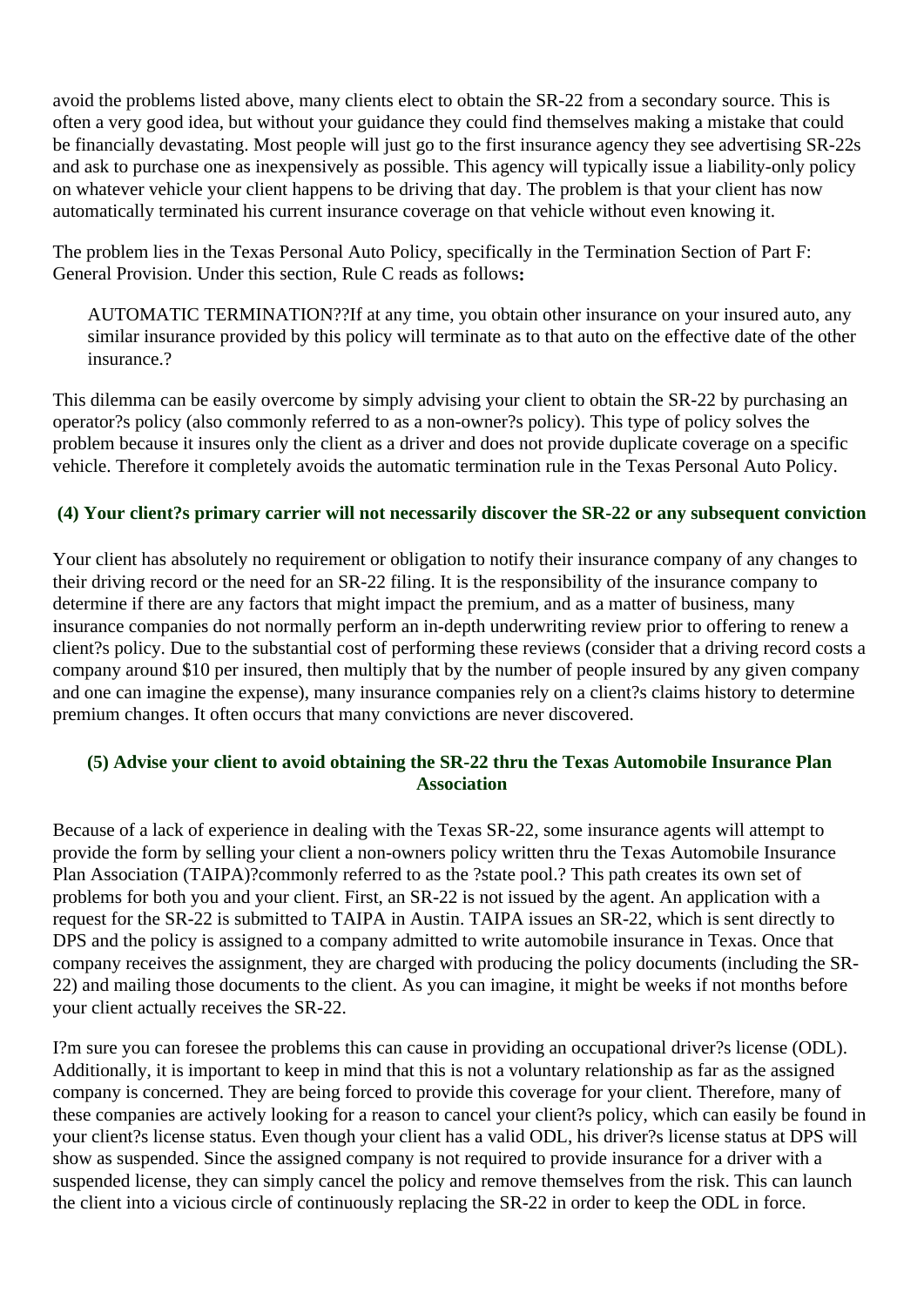avoid the problems listed above, many clients elect to obtain the SR-22 from a secondary source. This is often a very good idea, but without your guidance they could find themselves making a mistake that could be financially devastating. Most people will just go to the first insurance agency they see advertising SR-22s and ask to purchase one as inexpensively as possible. This agency will typically issue a liability-only policy on whatever vehicle your client happens to be driving that day. The problem is that your client has now automatically terminated his current insurance coverage on that vehicle without even knowing it.

The problem lies in the Texas Personal Auto Policy, specifically in the Termination Section of Part F: General Provision. Under this section, Rule C reads as follows**:**

> AUTOMATIC TERMINATION??If at any time, you obtain other insurance on your insured auto, any similar insurance provided by this policy will terminate as to that auto on the effective date of the other insurance.?

This dilemma can be easily overcome by simply advising your client to obtain the SR-22 by purchasing an operator?s policy (also commonly referred to as a non-owner?s policy). This type of policy solves the problem because it insures only the client as a driver and does not provide duplicate coverage on a specific vehicle. Therefore it completely avoids the automatic termination rule in the Texas Personal Auto Policy.

#### (4) Your client?s primary carrier will not necessarily discover the SR-22 or any subsequent conviction

Your client has absolutely no requirement or obligation to notify their insurance company of any changes to their driving record or the need for an SR-22 filing. It is the responsibility of the insurance company to determine if there are any factors that might impact the premium, and as a matter of business, many insurance companies do not normally perform an in-depth underwriting review prior to offering to renew a client?s policy. Due to the substantial cost of performing these reviews (consider that a driving record costs a company around $10 per insured, then multiply that by the number of people insured by any given company and one can imagine the expense), many insurance companies rely on a client?s claims history to determine premium changes. It often occurs that many convictions are never discovered.

#### (5) Advise your client to avoid obtaining the SR-22 thru the Texas Automobile Insurance Plan Association

Because of a lack of experience in dealing with the Texas SR-22, some insurance agents will attempt to provide the form by selling your client a non-owners policy written thru the Texas Automobile Insurance Plan Association (TAIPA)?commonly referred to as the ?state pool.? This path creates its own set of problems for both you and your client. First, an SR-22 is not issued by the agent. An application with a request for the SR-22 is submitted to TAIPA in Austin. TAIPA issues an SR-22, which is sent directly to DPS and the policy is assigned to a company admitted to write automobile insurance in Texas. Once that company receives the assignment, they are charged with producing the policy documents (including the SR-22) and mailing those documents to the client. As you can imagine, it might be weeks if not months before your client actually receives the SR-22.

I?m sure you can foresee the problems this can cause in providing an occupational driver?s license (ODL). Additionally, it is important to keep in mind that this is not a voluntary relationship as far as the assigned company is concerned. They are being forced to provide this coverage for your client. Therefore, many of these companies are actively looking for a reason to cancel your client?s policy, which can easily be found in your client?s license status. Even though your client has a valid ODL, his driver?s license status at DPS will show as suspended. Since the assigned company is not required to provide insurance for a driver with a suspended license, they can simply cancel the policy and remove themselves from the risk. This can launch the client into a vicious circle of continuously replacing the SR-22 in order to keep the ODL in force.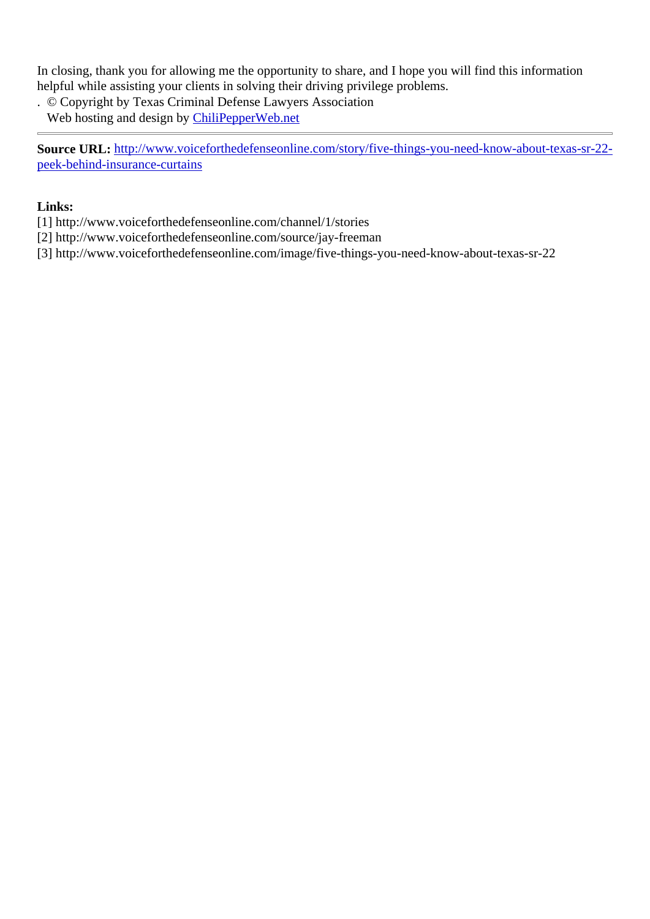In closing, thank you for allowing me the opportunity to share, and I hope you will find this information helpful while assisting your clients in solving their driving privilege problems.

. © Copyright by Texas Criminal Defense Lawyers Association
Web hosting and design by [ChiliPepperWeb.net](ChiliPepperWeb.net)

---

**Source URL:** [http://www.voiceforthedefenseonline.com/story/five-things-you-need-know-about-texas-sr-22-peek-behind-insurance-curtains](http://www.voiceforthedefenseonline.com/story/five-things-you-need-know-about-texas-sr-22-peek-behind-insurance-curtains)

**Links:**
[1] http://www.voiceforthedefenseonline.com/channel/1/stories
[2] http://www.voiceforthedefenseonline.com/source/jay-freeman
[3] http://www.voiceforthedefenseonline.com/image/five-things-you-need-know-about-texas-sr-22